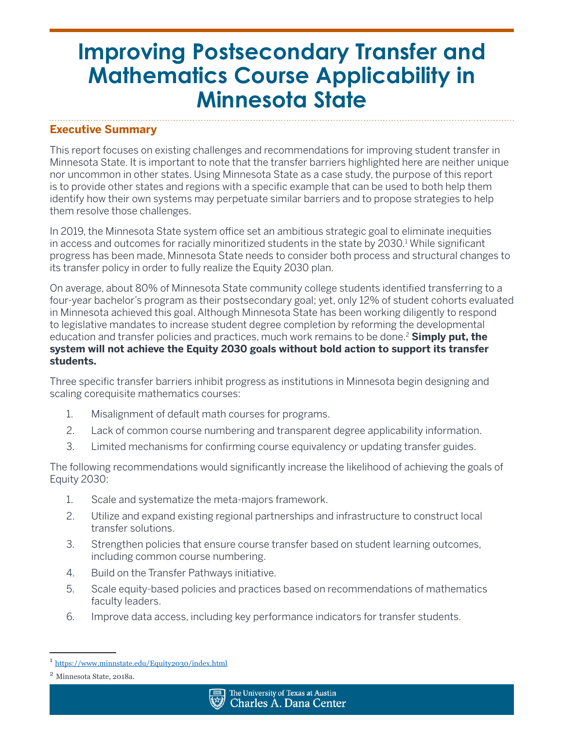# Improving Postsecondary Transfer and Mathematics Course Applicability in Minnesota State

## Executive Summary

This report focuses on existing challenges and recommendations for improving student transfer in Minnesota State. It is important to note that the transfer barriers highlighted here are neither unique nor uncommon in other states. Using Minnesota State as a case study, the purpose of this report is to provide other states and regions with a specific example that can be used to both help them identify how their own systems may perpetuate similar barriers and to propose strategies to help them resolve those challenges.

In 2019, the Minnesota State system office set an ambitious strategic goal to eliminate inequities in access and outcomes for racially minoritized students in the state by 2030.[1] While significant progress has been made, Minnesota State needs to consider both process and structural changes to its transfer policy in order to fully realize the Equity 2030 plan.

On average, about 80% of Minnesota State community college students identified transferring to a four-year bachelor's program as their postsecondary goal; yet, only 12% of student cohorts evaluated in Minnesota achieved this goal. Although Minnesota State has been working diligently to respond to legislative mandates to increase student degree completion by reforming the developmental education and transfer policies and practices, much work remains to be done.[2] **Simply put, the system will not achieve the Equity 2030 goals without bold action to support its transfer students.**

Three specific transfer barriers inhibit progress as institutions in Minnesota begin designing and scaling corequisite mathematics courses:

1. Misalignment of default math courses for programs.
2. Lack of common course numbering and transparent degree applicability information.
3. Limited mechanisms for confirming course equivalency or updating transfer guides.

The following recommendations would significantly increase the likelihood of achieving the goals of Equity 2030:

1. Scale and systematize the meta-majors framework.
2. Utilize and expand existing regional partnerships and infrastructure to construct local transfer solutions.
3. Strengthen policies that ensure course transfer based on student learning outcomes, including common course numbering.
4. Build on the Transfer Pathways initiative.
5. Scale equity-based policies and practices based on recommendations of mathematics faculty leaders.
6. Improve data access, including key performance indicators for transfer students.

---

[1] https://www.minnstate.edu/Equity2030/index.html

[2] Minnesota State, 2018a.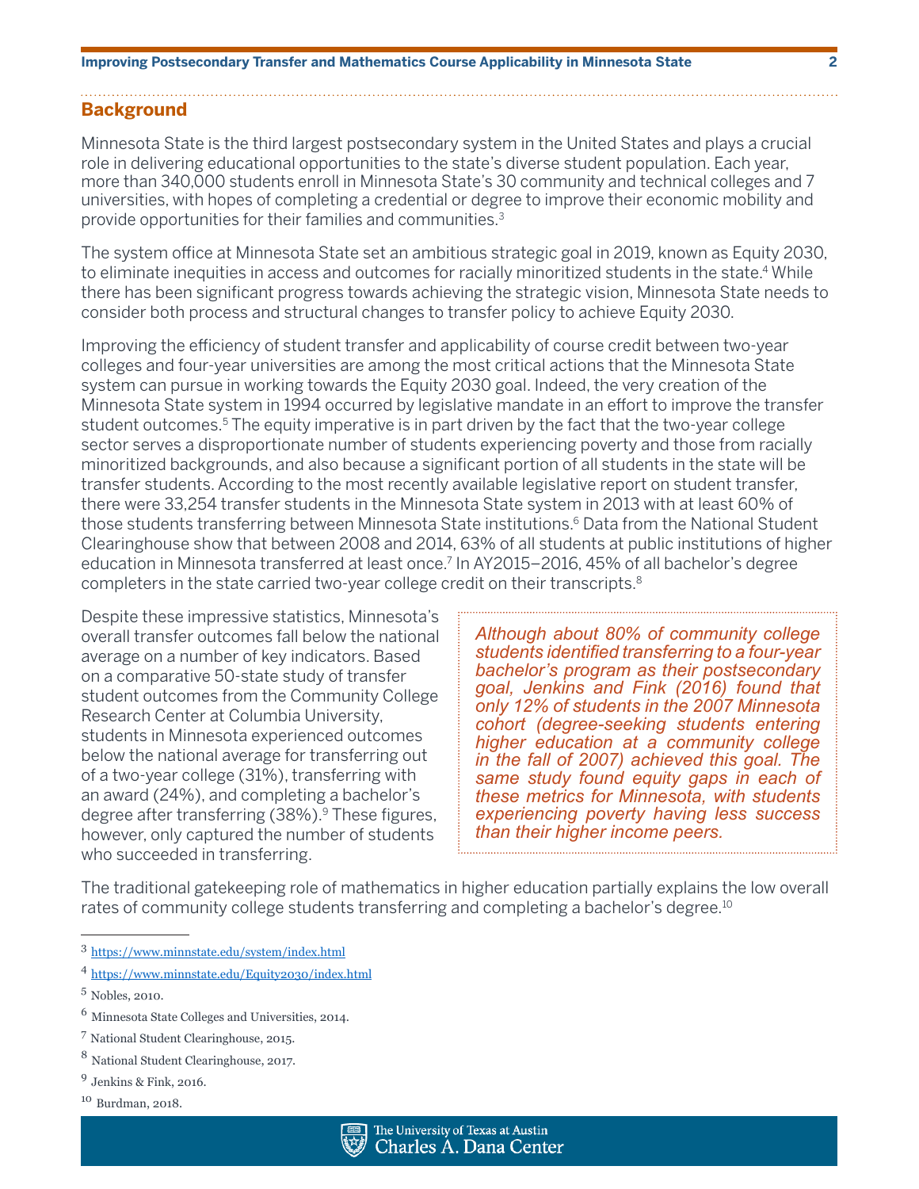## Background

Minnesota State is the third largest postsecondary system in the United States and plays a crucial role in delivering educational opportunities to the state's diverse student population. Each year, more than 340,000 students enroll in Minnesota State's 30 community and technical colleges and 7 universities, with hopes of completing a credential or degree to improve their economic mobility and provide opportunities for their families and communities.[3]

The system office at Minnesota State set an ambitious strategic goal in 2019, known as Equity 2030, to eliminate inequities in access and outcomes for racially minoritized students in the state.[4] While there has been significant progress towards achieving the strategic vision, Minnesota State needs to consider both process and structural changes to transfer policy to achieve Equity 2030.

Improving the efficiency of student transfer and applicability of course credit between two-year colleges and four-year universities are among the most critical actions that the Minnesota State system can pursue in working towards the Equity 2030 goal. Indeed, the very creation of the Minnesota State system in 1994 occurred by legislative mandate in an effort to improve the transfer student outcomes.[5] The equity imperative is in part driven by the fact that the two-year college sector serves a disproportionate number of students experiencing poverty and those from racially minoritized backgrounds, and also because a significant portion of all students in the state will be transfer students. According to the most recently available legislative report on student transfer, there were 33,254 transfer students in the Minnesota State system in 2013 with at least 60% of those students transferring between Minnesota State institutions.[6] Data from the National Student Clearinghouse show that between 2008 and 2014, 63% of all students at public institutions of higher education in Minnesota transferred at least once.[7] In AY2015–2016, 45% of all bachelor's degree completers in the state carried two-year college credit on their transcripts.[8]

Despite these impressive statistics, Minnesota's overall transfer outcomes fall below the national average on a number of key indicators. Based on a comparative 50-state study of transfer student outcomes from the Community College Research Center at Columbia University, students in Minnesota experienced outcomes below the national average for transferring out of a two-year college (31%), transferring with an award (24%), and completing a bachelor's degree after transferring (38%).[9] These figures, however, only captured the number of students who succeeded in transferring.

> *Although about 80% of community college students identified transferring to a four-year bachelor's program as their postsecondary goal, Jenkins and Fink (2016) found that only 12% of students in the 2007 Minnesota cohort (degree-seeking students entering higher education at a community college in the fall of 2007) achieved this goal. The same study found equity gaps in each of these metrics for Minnesota, with students experiencing poverty having less success than their higher income peers.*

The traditional gatekeeping role of mathematics in higher education partially explains the low overall rates of community college students transferring and completing a bachelor's degree.[10]

---

[3] https://www.minnstate.edu/system/index.html

[4] https://www.minnstate.edu/Equity2030/index.html

[5] Nobles, 2010.

[6] Minnesota State Colleges and Universities, 2014.

[7] National Student Clearinghouse, 2015.

[8] National Student Clearinghouse, 2017.

[9] Jenkins & Fink, 2016.

[10] Burdman, 2018.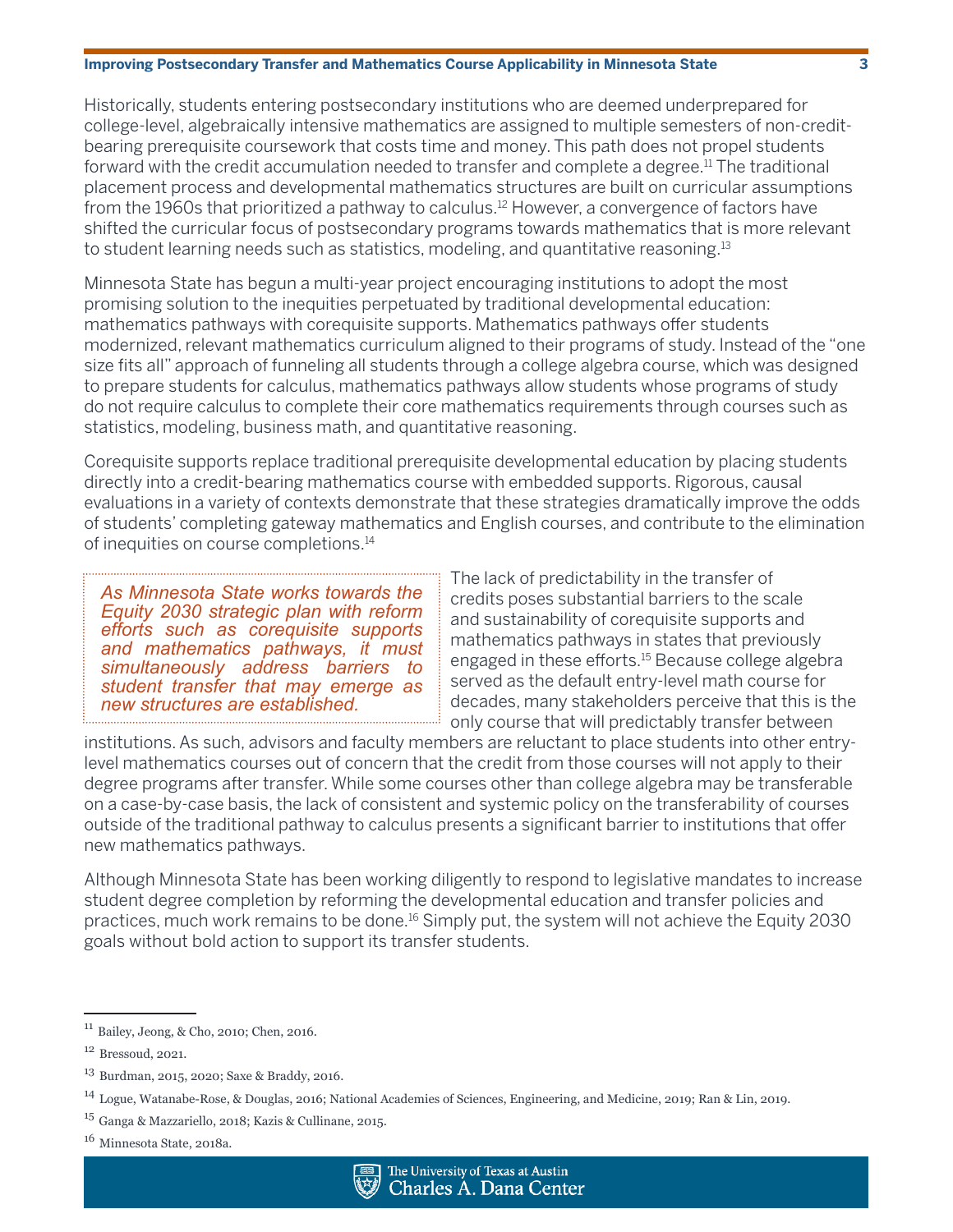Historically, students entering postsecondary institutions who are deemed underprepared for college-level, algebraically intensive mathematics are assigned to multiple semesters of non-credit-bearing prerequisite coursework that costs time and money. This path does not propel students forward with the credit accumulation needed to transfer and complete a degree.[11] The traditional placement process and developmental mathematics structures are built on curricular assumptions from the 1960s that prioritized a pathway to calculus.[12] However, a convergence of factors have shifted the curricular focus of postsecondary programs towards mathematics that is more relevant to student learning needs such as statistics, modeling, and quantitative reasoning.[13]

Minnesota State has begun a multi-year project encouraging institutions to adopt the most promising solution to the inequities perpetuated by traditional developmental education: mathematics pathways with corequisite supports. Mathematics pathways offer students modernized, relevant mathematics curriculum aligned to their programs of study. Instead of the "one size fits all" approach of funneling all students through a college algebra course, which was designed to prepare students for calculus, mathematics pathways allow students whose programs of study do not require calculus to complete their core mathematics requirements through courses such as statistics, modeling, business math, and quantitative reasoning.

Corequisite supports replace traditional prerequisite developmental education by placing students directly into a credit-bearing mathematics course with embedded supports. Rigorous, causal evaluations in a variety of contexts demonstrate that these strategies dramatically improve the odds of students' completing gateway mathematics and English courses, and contribute to the elimination of inequities on course completions.[14]

> *As Minnesota State works towards the Equity 2030 strategic plan with reform efforts such as corequisite supports and mathematics pathways, it must simultaneously address barriers to student transfer that may emerge as new structures are established.*

The lack of predictability in the transfer of credits poses substantial barriers to the scale and sustainability of corequisite supports and mathematics pathways in states that previously engaged in these efforts.[15] Because college algebra served as the default entry-level math course for decades, many stakeholders perceive that this is the only course that will predictably transfer between institutions. As such, advisors and faculty members are reluctant to place students into other entry-level mathematics courses out of concern that the credit from those courses will not apply to their degree programs after transfer. While some courses other than college algebra may be transferable on a case-by-case basis, the lack of consistent and systemic policy on the transferability of courses outside of the traditional pathway to calculus presents a significant barrier to institutions that offer new mathematics pathways.

Although Minnesota State has been working diligently to respond to legislative mandates to increase student degree completion by reforming the developmental education and transfer policies and practices, much work remains to be done.[16] Simply put, the system will not achieve the Equity 2030 goals without bold action to support its transfer students.

---

[11] Bailey, Jeong, & Cho, 2010; Chen, 2016.

[12] Bressoud, 2021.

[13] Burdman, 2015, 2020; Saxe & Braddy, 2016.

[14] Logue, Watanabe-Rose, & Douglas, 2016; National Academies of Sciences, Engineering, and Medicine, 2019; Ran & Lin, 2019.

[15] Ganga & Mazzariello, 2018; Kazis & Cullinane, 2015.

[16] Minnesota State, 2018a.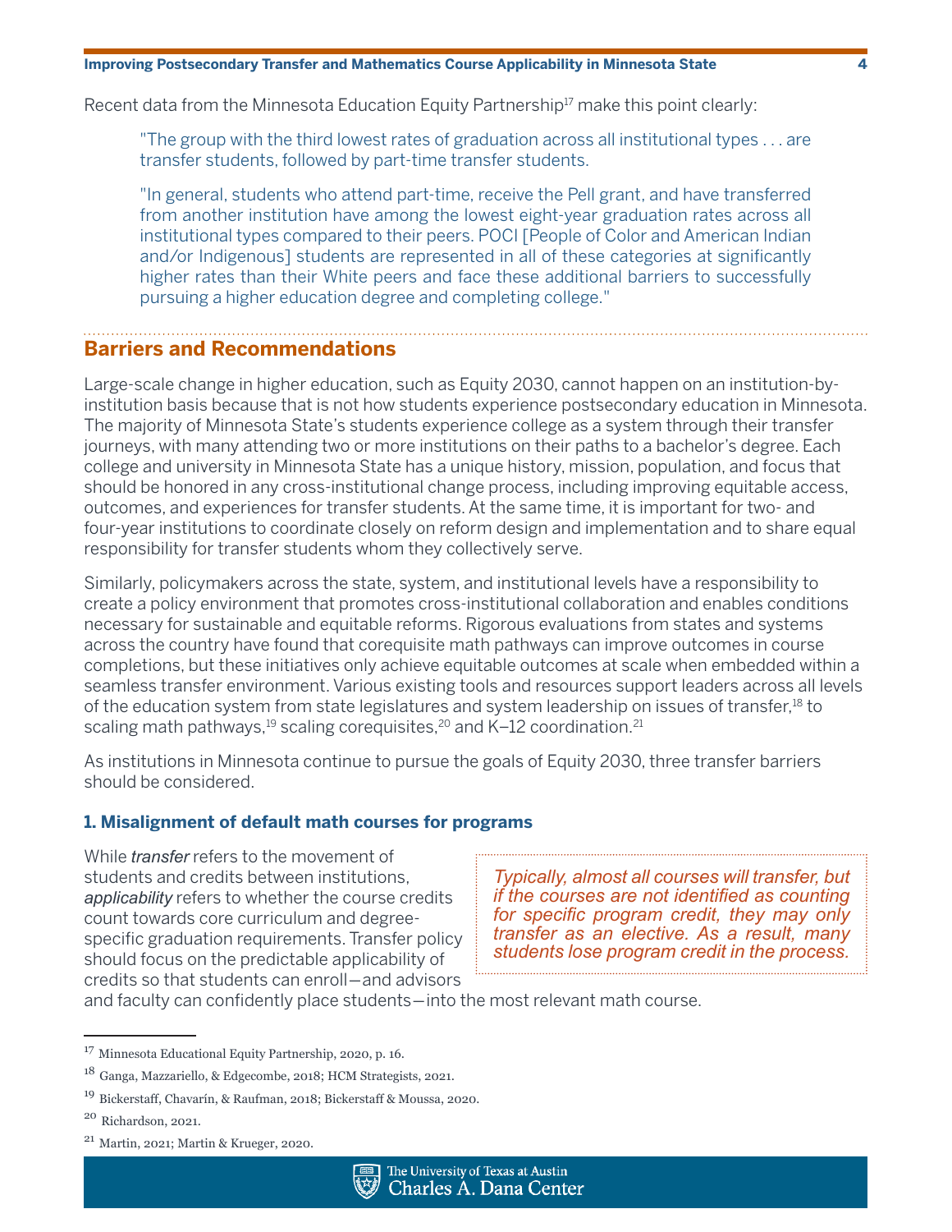Recent data from the Minnesota Education Equity Partnership[17] make this point clearly:

> "The group with the third lowest rates of graduation across all institutional types . . . are transfer students, followed by part-time transfer students.
>
> "In general, students who attend part-time, receive the Pell grant, and have transferred from another institution have among the lowest eight-year graduation rates across all institutional types compared to their peers. POCI [People of Color and American Indian and/or Indigenous] students are represented in all of these categories at significantly higher rates than their White peers and face these additional barriers to successfully pursuing a higher education degree and completing college."

## Barriers and Recommendations

Large-scale change in higher education, such as Equity 2030, cannot happen on an institution-by-institution basis because that is not how students experience postsecondary education in Minnesota. The majority of Minnesota State's students experience college as a system through their transfer journeys, with many attending two or more institutions on their paths to a bachelor's degree. Each college and university in Minnesota State has a unique history, mission, population, and focus that should be honored in any cross-institutional change process, including improving equitable access, outcomes, and experiences for transfer students. At the same time, it is important for two- and four-year institutions to coordinate closely on reform design and implementation and to share equal responsibility for transfer students whom they collectively serve.

Similarly, policymakers across the state, system, and institutional levels have a responsibility to create a policy environment that promotes cross-institutional collaboration and enables conditions necessary for sustainable and equitable reforms. Rigorous evaluations from states and systems across the country have found that corequisite math pathways can improve outcomes in course completions, but these initiatives only achieve equitable outcomes at scale when embedded within a seamless transfer environment. Various existing tools and resources support leaders across all levels of the education system from state legislatures and system leadership on issues of transfer,[18] to scaling math pathways,[19] scaling corequisites,[20] and K–12 coordination.[21]

As institutions in Minnesota continue to pursue the goals of Equity 2030, three transfer barriers should be considered.

### 1. Misalignment of default math courses for programs

While *transfer* refers to the movement of students and credits between institutions, *applicability* refers to whether the course credits count towards core curriculum and degree-specific graduation requirements. Transfer policy should focus on the predictable applicability of credits so that students can enroll—and advisors and faculty can confidently place students—into the most relevant math course.

> *Typically, almost all courses will transfer, but if the courses are not identified as counting for specific program credit, they may only transfer as an elective. As a result, many students lose program credit in the process.*

---

[17] Minnesota Educational Equity Partnership, 2020, p. 16.

[18] Ganga, Mazzariello, & Edgecombe, 2018; HCM Strategists, 2021.

[19] Bickerstaff, Chavarín, & Raufman, 2018; Bickerstaff & Moussa, 2020.

[20] Richardson, 2021.

[21] Martin, 2021; Martin & Krueger, 2020.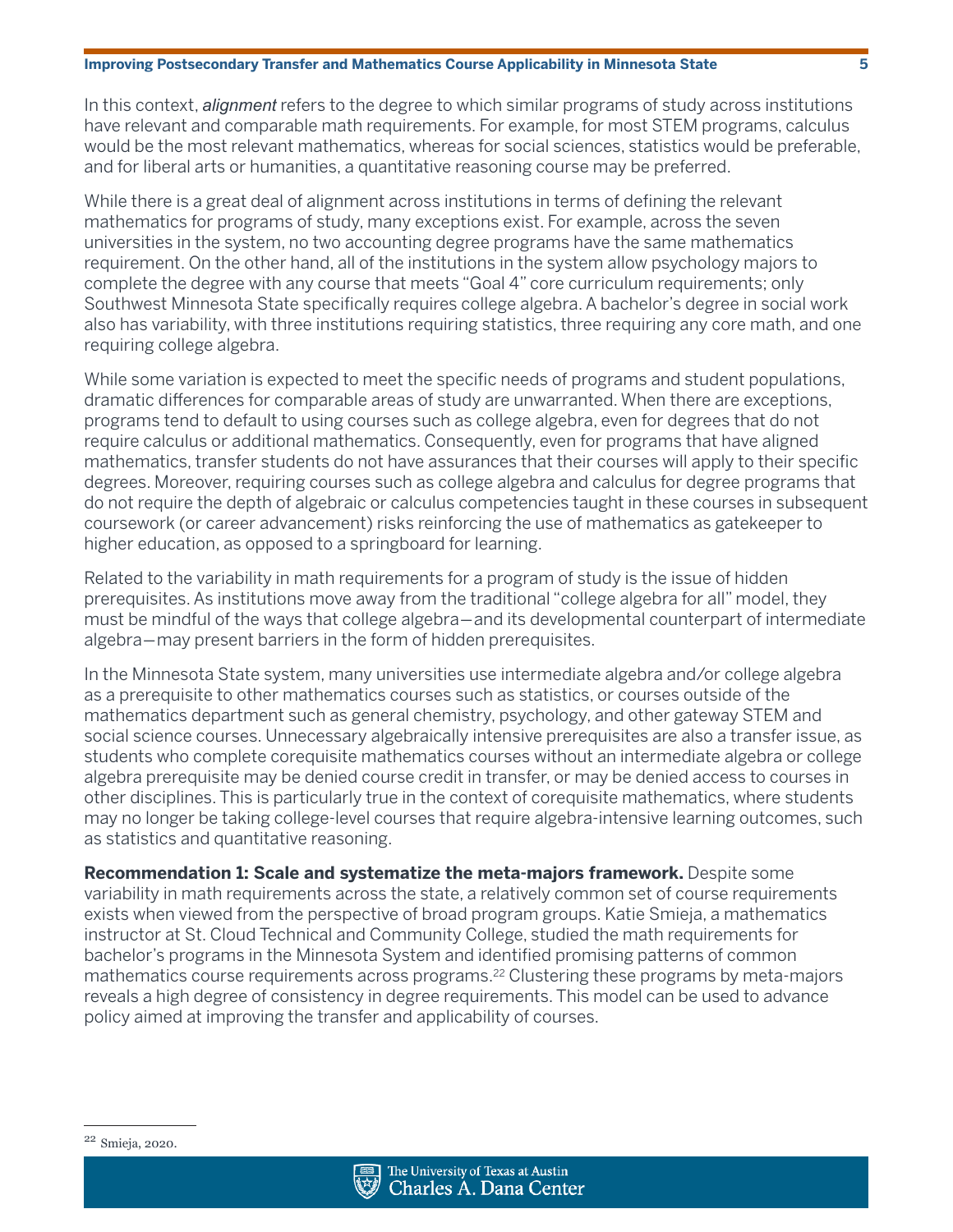In this context, *alignment* refers to the degree to which similar programs of study across institutions have relevant and comparable math requirements. For example, for most STEM programs, calculus would be the most relevant mathematics, whereas for social sciences, statistics would be preferable, and for liberal arts or humanities, a quantitative reasoning course may be preferred.

While there is a great deal of alignment across institutions in terms of defining the relevant mathematics for programs of study, many exceptions exist. For example, across the seven universities in the system, no two accounting degree programs have the same mathematics requirement. On the other hand, all of the institutions in the system allow psychology majors to complete the degree with any course that meets "Goal 4" core curriculum requirements; only Southwest Minnesota State specifically requires college algebra. A bachelor's degree in social work also has variability, with three institutions requiring statistics, three requiring any core math, and one requiring college algebra.

While some variation is expected to meet the specific needs of programs and student populations, dramatic differences for comparable areas of study are unwarranted. When there are exceptions, programs tend to default to using courses such as college algebra, even for degrees that do not require calculus or additional mathematics. Consequently, even for programs that have aligned mathematics, transfer students do not have assurances that their courses will apply to their specific degrees. Moreover, requiring courses such as college algebra and calculus for degree programs that do not require the depth of algebraic or calculus competencies taught in these courses in subsequent coursework (or career advancement) risks reinforcing the use of mathematics as gatekeeper to higher education, as opposed to a springboard for learning.

Related to the variability in math requirements for a program of study is the issue of hidden prerequisites. As institutions move away from the traditional "college algebra for all" model, they must be mindful of the ways that college algebra—and its developmental counterpart of intermediate algebra—may present barriers in the form of hidden prerequisites.

In the Minnesota State system, many universities use intermediate algebra and/or college algebra as a prerequisite to other mathematics courses such as statistics, or courses outside of the mathematics department such as general chemistry, psychology, and other gateway STEM and social science courses. Unnecessary algebraically intensive prerequisites are also a transfer issue, as students who complete corequisite mathematics courses without an intermediate algebra or college algebra prerequisite may be denied course credit in transfer, or may be denied access to courses in other disciplines. This is particularly true in the context of corequisite mathematics, where students may no longer be taking college-level courses that require algebra-intensive learning outcomes, such as statistics and quantitative reasoning.

**Recommendation 1: Scale and systematize the meta-majors framework.** Despite some variability in math requirements across the state, a relatively common set of course requirements exists when viewed from the perspective of broad program groups. Katie Smieja, a mathematics instructor at St. Cloud Technical and Community College, studied the math requirements for bachelor's programs in the Minnesota System and identified promising patterns of common mathematics course requirements across programs.[22] Clustering these programs by meta-majors reveals a high degree of consistency in degree requirements. This model can be used to advance policy aimed at improving the transfer and applicability of courses.

[22] Smieja, 2020.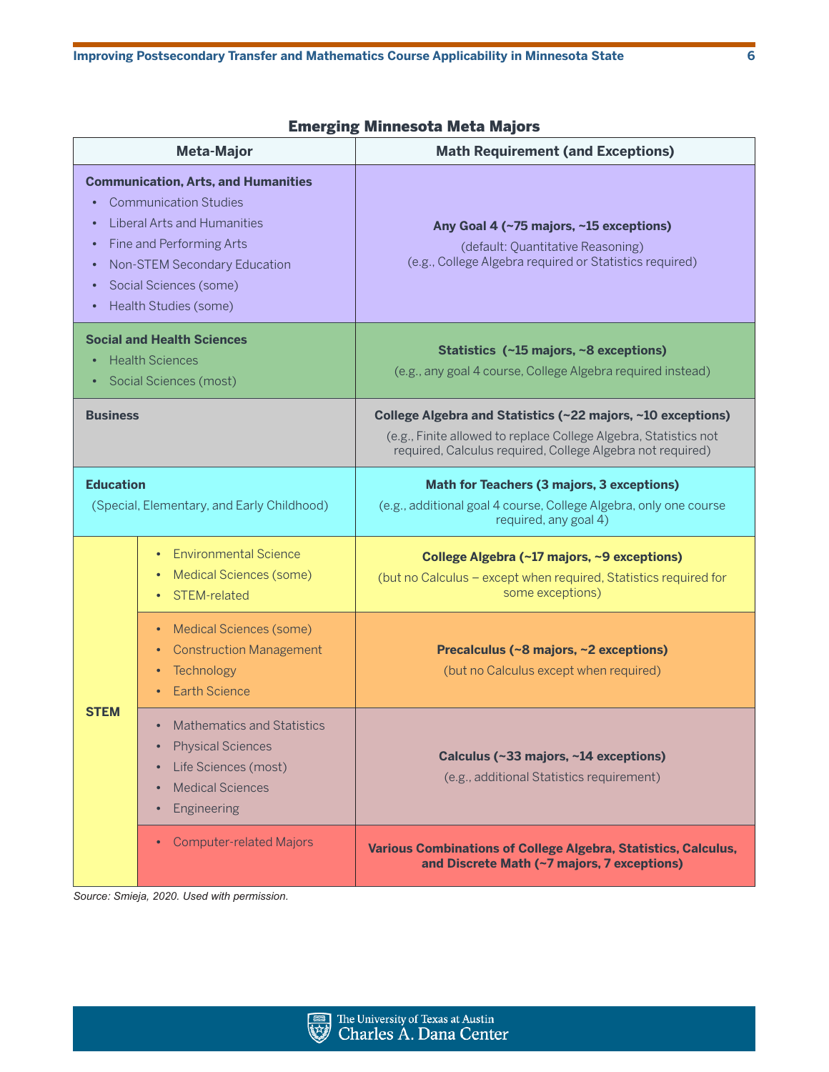### Emerging Minnesota Meta Majors

| Meta-Major | | Math Requirement (and Exceptions) |
|---|---|---|
| **Communication, Arts, and Humanities**<br>• Communication Studies<br>• Liberal Arts and Humanities<br>• Fine and Performing Arts<br>• Non-STEM Secondary Education<br>• Social Sciences (some)<br>• Health Studies (some) | | **Any Goal 4 (~75 majors, ~15 exceptions)**<br>(default: Quantitative Reasoning)<br>(e.g., College Algebra required or Statistics required) |
| **Social and Health Sciences**<br>• Health Sciences<br>• Social Sciences (most) | | **Statistics (~15 majors, ~8 exceptions)**<br>(e.g., any goal 4 course, College Algebra required instead) |
| **Business** | | **College Algebra and Statistics (~22 majors, ~10 exceptions)**<br>(e.g., Finite allowed to replace College Algebra, Statistics not required, Calculus required, College Algebra not required) |
| **Education**<br>(Special, Elementary, and Early Childhood) | | **Math for Teachers (3 majors, 3 exceptions)**<br>(e.g., additional goal 4 course, College Algebra, only one course required, any goal 4) |
| **STEM** | • Environmental Science<br>• Medical Sciences (some)<br>• STEM-related | **College Algebra (~17 majors, ~9 exceptions)**<br>(but no Calculus – except when required, Statistics required for some exceptions) |
| | • Medical Sciences (some)<br>• Construction Management<br>• Technology<br>• Earth Science | **Precalculus (~8 majors, ~2 exceptions)**<br>(but no Calculus except when required) |
| | • Mathematics and Statistics<br>• Physical Sciences<br>• Life Sciences (most)<br>• Medical Sciences<br>• Engineering | **Calculus (~33 majors, ~14 exceptions)**<br>(e.g., additional Statistics requirement) |
| | • Computer-related Majors | **Various Combinations of College Algebra, Statistics, Calculus, and Discrete Math (~7 majors, 7 exceptions)** |

*Source: Smieja, 2020. Used with permission.*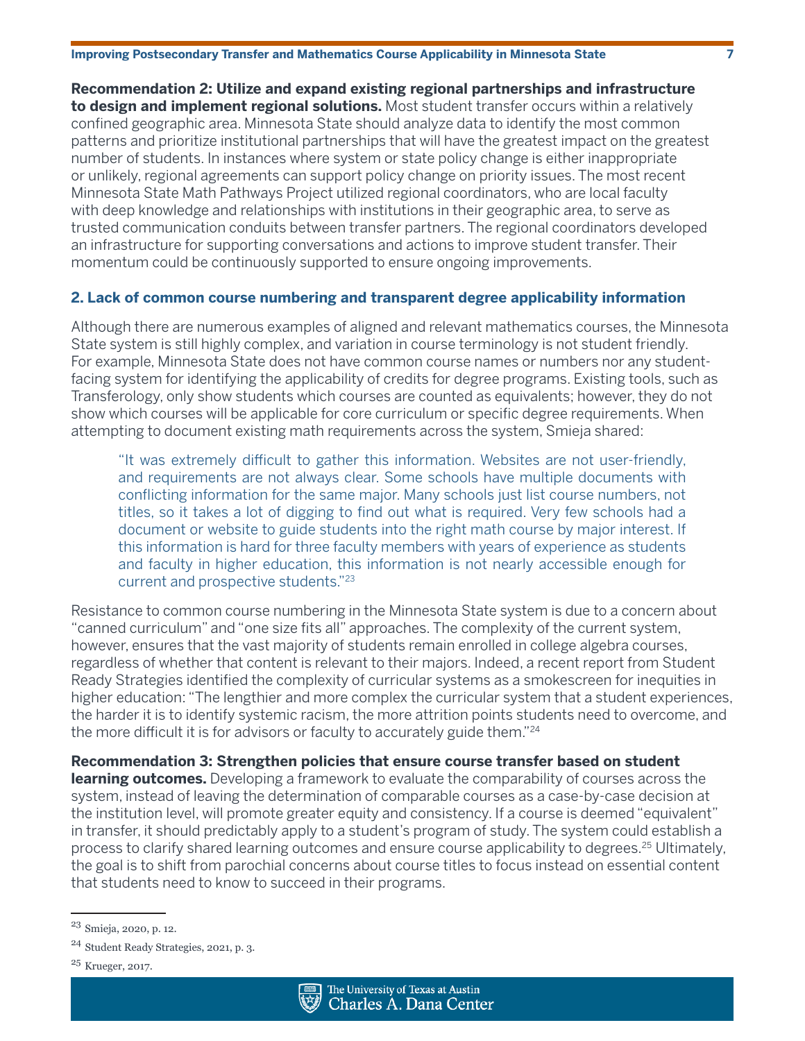**Recommendation 2: Utilize and expand existing regional partnerships and infrastructure to design and implement regional solutions.** Most student transfer occurs within a relatively confined geographic area. Minnesota State should analyze data to identify the most common patterns and prioritize institutional partnerships that will have the greatest impact on the greatest number of students. In instances where system or state policy change is either inappropriate or unlikely, regional agreements can support policy change on priority issues. The most recent Minnesota State Math Pathways Project utilized regional coordinators, who are local faculty with deep knowledge and relationships with institutions in their geographic area, to serve as trusted communication conduits between transfer partners. The regional coordinators developed an infrastructure for supporting conversations and actions to improve student transfer. Their momentum could be continuously supported to ensure ongoing improvements.

### 2. Lack of common course numbering and transparent degree applicability information

Although there are numerous examples of aligned and relevant mathematics courses, the Minnesota State system is still highly complex, and variation in course terminology is not student friendly. For example, Minnesota State does not have common course names or numbers nor any student-facing system for identifying the applicability of credits for degree programs. Existing tools, such as Transferology, only show students which courses are counted as equivalents; however, they do not show which courses will be applicable for core curriculum or specific degree requirements. When attempting to document existing math requirements across the system, Smieja shared:

> "It was extremely difficult to gather this information. Websites are not user-friendly, and requirements are not always clear. Some schools have multiple documents with conflicting information for the same major. Many schools just list course numbers, not titles, so it takes a lot of digging to find out what is required. Very few schools had a document or website to guide students into the right math course by major interest. If this information is hard for three faculty members with years of experience as students and faculty in higher education, this information is not nearly accessible enough for current and prospective students."[23]

Resistance to common course numbering in the Minnesota State system is due to a concern about "canned curriculum" and "one size fits all" approaches. The complexity of the current system, however, ensures that the vast majority of students remain enrolled in college algebra courses, regardless of whether that content is relevant to their majors. Indeed, a recent report from Student Ready Strategies identified the complexity of curricular systems as a smokescreen for inequities in higher education: "The lengthier and more complex the curricular system that a student experiences, the harder it is to identify systemic racism, the more attrition points students need to overcome, and the more difficult it is for advisors or faculty to accurately guide them."[24]

**Recommendation 3: Strengthen policies that ensure course transfer based on student learning outcomes.** Developing a framework to evaluate the comparability of courses across the system, instead of leaving the determination of comparable courses as a case-by-case decision at the institution level, will promote greater equity and consistency. If a course is deemed "equivalent" in transfer, it should predictably apply to a student's program of study. The system could establish a process to clarify shared learning outcomes and ensure course applicability to degrees.[25] Ultimately, the goal is to shift from parochial concerns about course titles to focus instead on essential content that students need to know to succeed in their programs.

---

[23] Smieja, 2020, p. 12.

[24] Student Ready Strategies, 2021, p. 3.

[25] Krueger, 2017.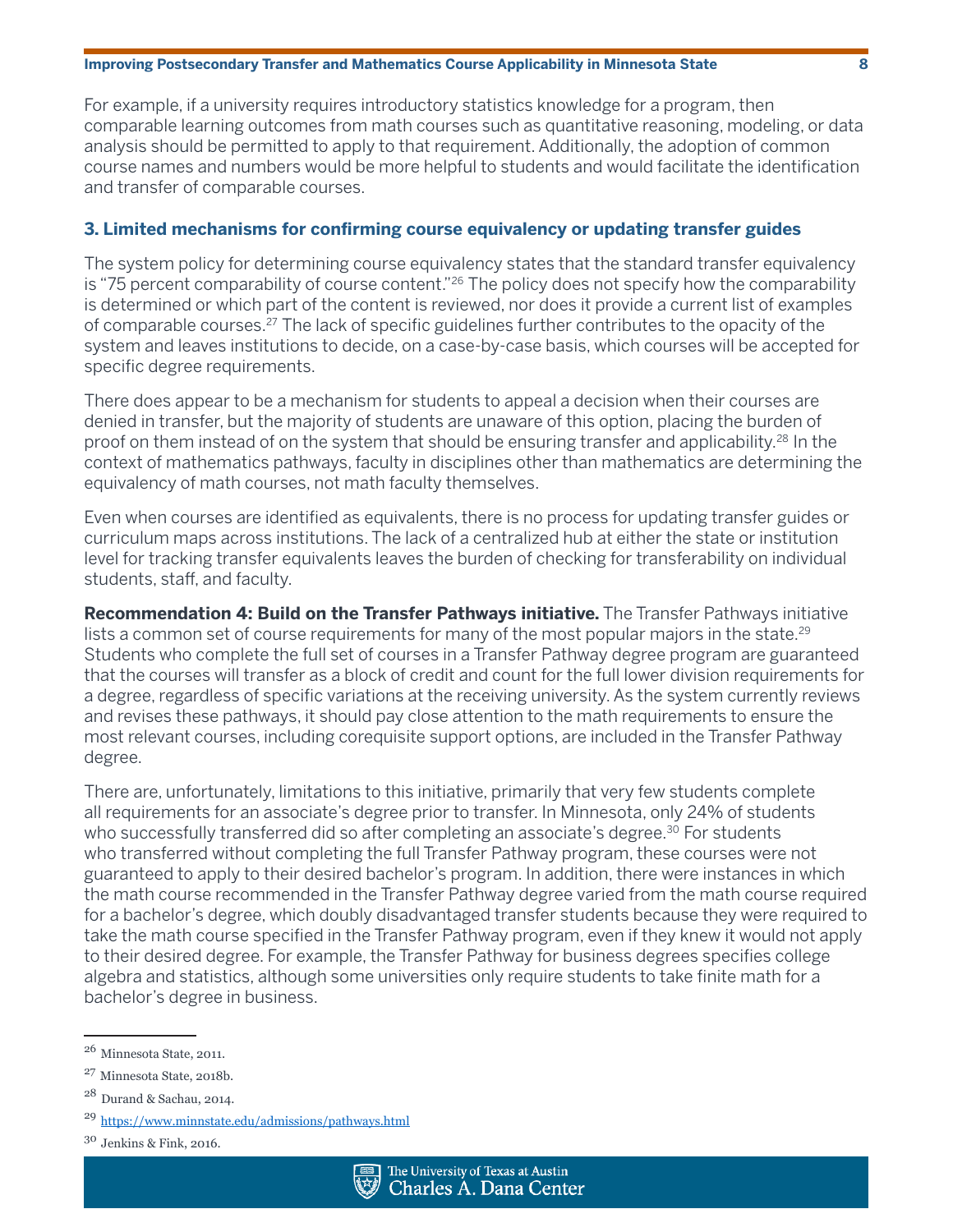For example, if a university requires introductory statistics knowledge for a program, then comparable learning outcomes from math courses such as quantitative reasoning, modeling, or data analysis should be permitted to apply to that requirement. Additionally, the adoption of common course names and numbers would be more helpful to students and would facilitate the identification and transfer of comparable courses.

### 3. Limited mechanisms for confirming course equivalency or updating transfer guides

The system policy for determining course equivalency states that the standard transfer equivalency is "75 percent comparability of course content."[26] The policy does not specify how the comparability is determined or which part of the content is reviewed, nor does it provide a current list of examples of comparable courses.[27] The lack of specific guidelines further contributes to the opacity of the system and leaves institutions to decide, on a case-by-case basis, which courses will be accepted for specific degree requirements.

There does appear to be a mechanism for students to appeal a decision when their courses are denied in transfer, but the majority of students are unaware of this option, placing the burden of proof on them instead of on the system that should be ensuring transfer and applicability.[28] In the context of mathematics pathways, faculty in disciplines other than mathematics are determining the equivalency of math courses, not math faculty themselves.

Even when courses are identified as equivalents, there is no process for updating transfer guides or curriculum maps across institutions. The lack of a centralized hub at either the state or institution level for tracking transfer equivalents leaves the burden of checking for transferability on individual students, staff, and faculty.

**Recommendation 4: Build on the Transfer Pathways initiative.** The Transfer Pathways initiative lists a common set of course requirements for many of the most popular majors in the state.[29] Students who complete the full set of courses in a Transfer Pathway degree program are guaranteed that the courses will transfer as a block of credit and count for the full lower division requirements for a degree, regardless of specific variations at the receiving university. As the system currently reviews and revises these pathways, it should pay close attention to the math requirements to ensure the most relevant courses, including corequisite support options, are included in the Transfer Pathway degree.

There are, unfortunately, limitations to this initiative, primarily that very few students complete all requirements for an associate's degree prior to transfer. In Minnesota, only 24% of students who successfully transferred did so after completing an associate's degree.[30] For students who transferred without completing the full Transfer Pathway program, these courses were not guaranteed to apply to their desired bachelor's program. In addition, there were instances in which the math course recommended in the Transfer Pathway degree varied from the math course required for a bachelor's degree, which doubly disadvantaged transfer students because they were required to take the math course specified in the Transfer Pathway program, even if they knew it would not apply to their desired degree. For example, the Transfer Pathway for business degrees specifies college algebra and statistics, although some universities only require students to take finite math for a bachelor's degree in business.

---

[26] Minnesota State, 2011.

[27] Minnesota State, 2018b.

[28] Durand & Sachau, 2014.

[29] https://www.minnstate.edu/admissions/pathways.html

[30] Jenkins & Fink, 2016.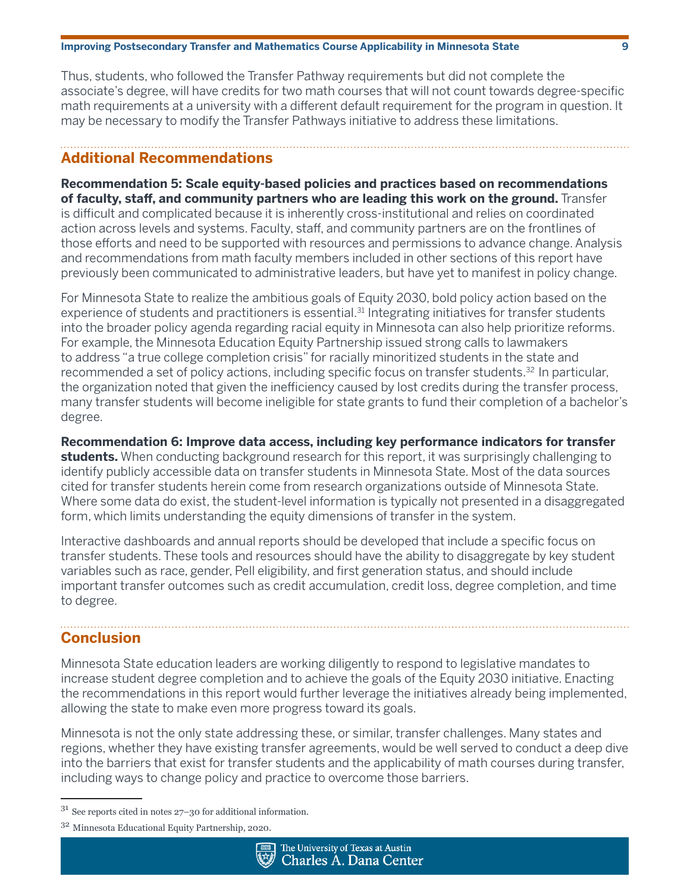Thus, students, who followed the Transfer Pathway requirements but did not complete the associate's degree, will have credits for two math courses that will not count towards degree-specific math requirements at a university with a different default requirement for the program in question. It may be necessary to modify the Transfer Pathways initiative to address these limitations.

## Additional Recommendations

**Recommendation 5: Scale equity-based policies and practices based on recommendations of faculty, staff, and community partners who are leading this work on the ground.** Transfer is difficult and complicated because it is inherently cross-institutional and relies on coordinated action across levels and systems. Faculty, staff, and community partners are on the frontlines of those efforts and need to be supported with resources and permissions to advance change. Analysis and recommendations from math faculty members included in other sections of this report have previously been communicated to administrative leaders, but have yet to manifest in policy change.

For Minnesota State to realize the ambitious goals of Equity 2030, bold policy action based on the experience of students and practitioners is essential.[31] Integrating initiatives for transfer students into the broader policy agenda regarding racial equity in Minnesota can also help prioritize reforms. For example, the Minnesota Education Equity Partnership issued strong calls to lawmakers to address "a true college completion crisis" for racially minoritized students in the state and recommended a set of policy actions, including specific focus on transfer students.[32] In particular, the organization noted that given the inefficiency caused by lost credits during the transfer process, many transfer students will become ineligible for state grants to fund their completion of a bachelor's degree.

**Recommendation 6: Improve data access, including key performance indicators for transfer students.** When conducting background research for this report, it was surprisingly challenging to identify publicly accessible data on transfer students in Minnesota State. Most of the data sources cited for transfer students herein come from research organizations outside of Minnesota State. Where some data do exist, the student-level information is typically not presented in a disaggregated form, which limits understanding the equity dimensions of transfer in the system.

Interactive dashboards and annual reports should be developed that include a specific focus on transfer students. These tools and resources should have the ability to disaggregate by key student variables such as race, gender, Pell eligibility, and first generation status, and should include important transfer outcomes such as credit accumulation, credit loss, degree completion, and time to degree.

## Conclusion

Minnesota State education leaders are working diligently to respond to legislative mandates to increase student degree completion and to achieve the goals of the Equity 2030 initiative. Enacting the recommendations in this report would further leverage the initiatives already being implemented, allowing the state to make even more progress toward its goals.

Minnesota is not the only state addressing these, or similar, transfer challenges. Many states and regions, whether they have existing transfer agreements, would be well served to conduct a deep dive into the barriers that exist for transfer students and the applicability of math courses during transfer, including ways to change policy and practice to overcome those barriers.

---

[31] See reports cited in notes 27–30 for additional information.

[32] Minnesota Educational Equity Partnership, 2020.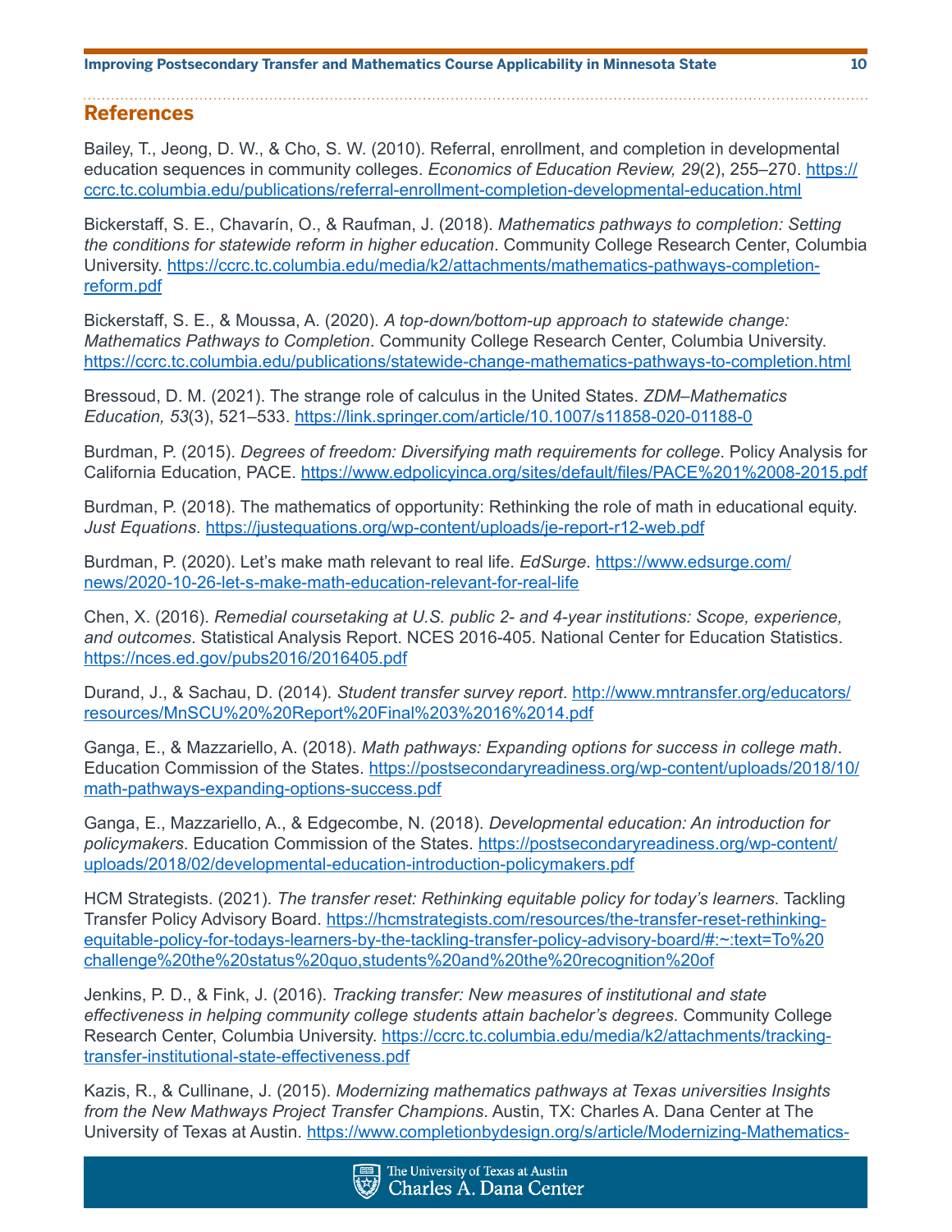## References

Bailey, T., Jeong, D. W., & Cho, S. W. (2010). Referral, enrollment, and completion in developmental education sequences in community colleges. *Economics of Education Review, 29*(2), 255–270. https://ccrc.tc.columbia.edu/publications/referral-enrollment-completion-developmental-education.html

Bickerstaff, S. E., Chavarín, O., & Raufman, J. (2018). *Mathematics pathways to completion: Setting the conditions for statewide reform in higher education*. Community College Research Center, Columbia University. https://ccrc.tc.columbia.edu/media/k2/attachments/mathematics-pathways-completion-reform.pdf

Bickerstaff, S. E., & Moussa, A. (2020). *A top-down/bottom-up approach to statewide change: Mathematics Pathways to Completion*. Community College Research Center, Columbia University. https://ccrc.tc.columbia.edu/publications/statewide-change-mathematics-pathways-to-completion.html

Bressoud, D. M. (2021). The strange role of calculus in the United States. *ZDM–Mathematics Education, 53*(3), 521–533. https://link.springer.com/article/10.1007/s11858-020-01188-0

Burdman, P. (2015). *Degrees of freedom: Diversifying math requirements for college*. Policy Analysis for California Education, PACE. https://www.edpolicyinca.org/sites/default/files/PACE%201%2008-2015.pdf

Burdman, P. (2018). The mathematics of opportunity: Rethinking the role of math in educational equity. *Just Equations*. https://justequations.org/wp-content/uploads/je-report-r12-web.pdf

Burdman, P. (2020). Let's make math relevant to real life. *EdSurge*. https://www.edsurge.com/news/2020-10-26-let-s-make-math-education-relevant-for-real-life

Chen, X. (2016). *Remedial coursetaking at U.S. public 2- and 4-year institutions: Scope, experience, and outcomes*. Statistical Analysis Report. NCES 2016-405. National Center for Education Statistics. https://nces.ed.gov/pubs2016/2016405.pdf

Durand, J., & Sachau, D. (2014). *Student transfer survey report*. http://www.mntransfer.org/educators/resources/MnSCU%20%20Report%20Final%203%2016%2014.pdf

Ganga, E., & Mazzariello, A. (2018). *Math pathways: Expanding options for success in college math*. Education Commission of the States. https://postsecondaryreadiness.org/wp-content/uploads/2018/10/math-pathways-expanding-options-success.pdf

Ganga, E., Mazzariello, A., & Edgecombe, N. (2018). *Developmental education: An introduction for policymakers*. Education Commission of the States. https://postsecondaryreadiness.org/wp-content/uploads/2018/02/developmental-education-introduction-policymakers.pdf

HCM Strategists. (2021). *The transfer reset: Rethinking equitable policy for today's learners*. Tackling Transfer Policy Advisory Board. https://hcmstrategists.com/resources/the-transfer-reset-rethinking-equitable-policy-for-todays-learners-by-the-tackling-transfer-policy-advisory-board/#:~:text=To%20challenge%20the%20status%20quo,students%20and%20the%20recognition%20of

Jenkins, P. D., & Fink, J. (2016). *Tracking transfer: New measures of institutional and state effectiveness in helping community college students attain bachelor's degrees*. Community College Research Center, Columbia University. https://ccrc.tc.columbia.edu/media/k2/attachments/tracking-transfer-institutional-state-effectiveness.pdf

Kazis, R., & Cullinane, J. (2015). *Modernizing mathematics pathways at Texas universities Insights from the New Mathways Project Transfer Champions*. Austin, TX: Charles A. Dana Center at The University of Texas at Austin. https://www.completionbydesign.org/s/article/Modernizing-Mathematics-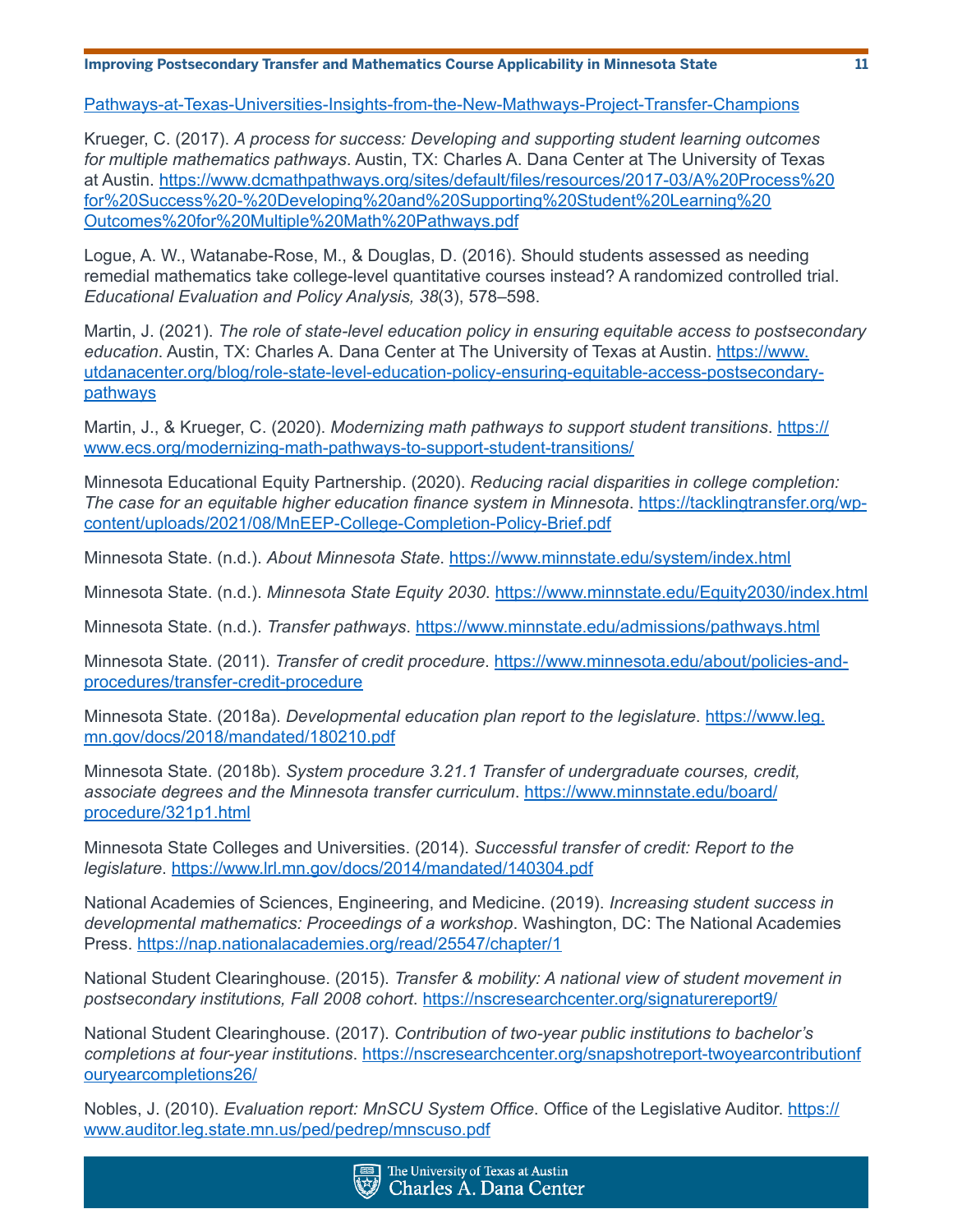Pathways-at-Texas-Universities-Insights-from-the-New-Mathways-Project-Transfer-Champions

Krueger, C. (2017). *A process for success: Developing and supporting student learning outcomes for multiple mathematics pathways*. Austin, TX: Charles A. Dana Center at The University of Texas at Austin. https://www.dcmathpathways.org/sites/default/files/resources/2017-03/A%20Process%20for%20Success%20-%20Developing%20and%20Supporting%20Student%20Learning%20Outcomes%20for%20Multiple%20Math%20Pathways.pdf

Logue, A. W., Watanabe-Rose, M., & Douglas, D. (2016). Should students assessed as needing remedial mathematics take college-level quantitative courses instead? A randomized controlled trial. *Educational Evaluation and Policy Analysis, 38*(3), 578–598.

Martin, J. (2021). *The role of state-level education policy in ensuring equitable access to postsecondary education*. Austin, TX: Charles A. Dana Center at The University of Texas at Austin. https://www.utdanacenter.org/blog/role-state-level-education-policy-ensuring-equitable-access-postsecondary-pathways

Martin, J., & Krueger, C. (2020). *Modernizing math pathways to support student transitions*. https://www.ecs.org/modernizing-math-pathways-to-support-student-transitions/

Minnesota Educational Equity Partnership. (2020). *Reducing racial disparities in college completion: The case for an equitable higher education finance system in Minnesota*. https://tacklingtransfer.org/wp-content/uploads/2021/08/MnEEP-College-Completion-Policy-Brief.pdf

Minnesota State. (n.d.). *About Minnesota State*. https://www.minnstate.edu/system/index.html

Minnesota State. (n.d.). *Minnesota State Equity 2030*. https://www.minnstate.edu/Equity2030/index.html

Minnesota State. (n.d.). *Transfer pathways*. https://www.minnstate.edu/admissions/pathways.html

Minnesota State. (2011). *Transfer of credit procedure*. https://www.minnesota.edu/about/policies-and-procedures/transfer-credit-procedure

Minnesota State. (2018a). *Developmental education plan report to the legislature*. https://www.leg.mn.gov/docs/2018/mandated/180210.pdf

Minnesota State. (2018b). *System procedure 3.21.1 Transfer of undergraduate courses, credit, associate degrees and the Minnesota transfer curriculum*. https://www.minnstate.edu/board/procedure/321p1.html

Minnesota State Colleges and Universities. (2014). *Successful transfer of credit: Report to the legislature*. https://www.lrl.mn.gov/docs/2014/mandated/140304.pdf

National Academies of Sciences, Engineering, and Medicine. (2019). *Increasing student success in developmental mathematics: Proceedings of a workshop*. Washington, DC: The National Academies Press. https://nap.nationalacademies.org/read/25547/chapter/1

National Student Clearinghouse. (2015). *Transfer & mobility: A national view of student movement in postsecondary institutions, Fall 2008 cohort*. https://nscresearchcenter.org/signaturereport9/

National Student Clearinghouse. (2017). *Contribution of two-year public institutions to bachelor's completions at four-year institutions*. https://nscresearchcenter.org/snapshotreport-twoyearcontributionfouryearcompletions26/

Nobles, J. (2010). *Evaluation report: MnSCU System Office*. Office of the Legislative Auditor. https://www.auditor.leg.state.mn.us/ped/pedrep/mnscuso.pdf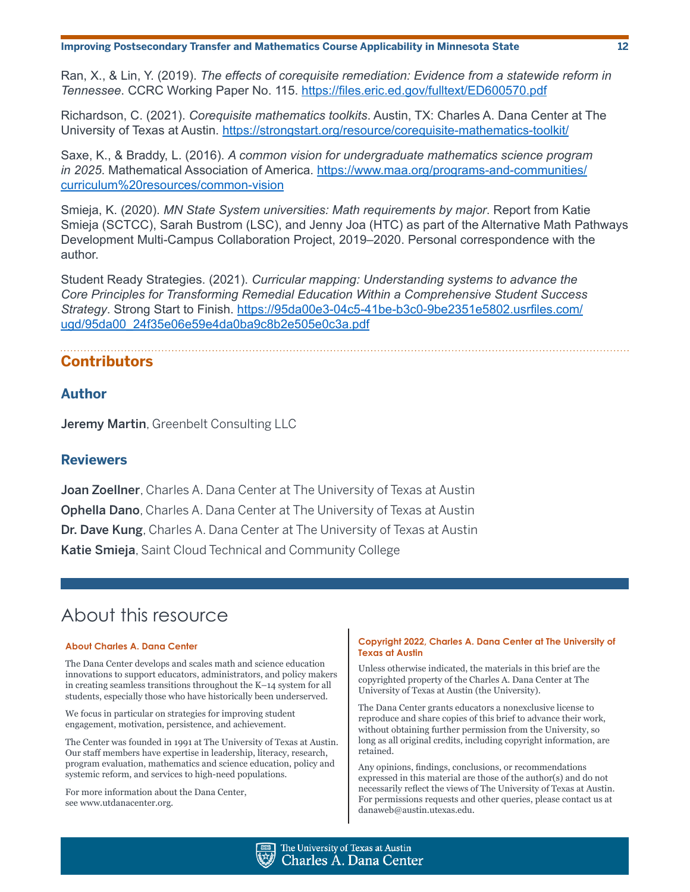Ran, X., & Lin, Y. (2019). *The effects of corequisite remediation: Evidence from a statewide reform in Tennessee*. CCRC Working Paper No. 115. https://files.eric.ed.gov/fulltext/ED600570.pdf

Richardson, C. (2021). *Corequisite mathematics toolkits*. Austin, TX: Charles A. Dana Center at The University of Texas at Austin. https://strongstart.org/resource/corequisite-mathematics-toolkit/

Saxe, K., & Braddy, L. (2016). *A common vision for undergraduate mathematics science program in 2025*. Mathematical Association of America. https://www.maa.org/programs-and-communities/curriculum%20resources/common-vision

Smieja, K. (2020). *MN State System universities: Math requirements by major*. Report from Katie Smieja (SCTCC), Sarah Bustrom (LSC), and Jenny Joa (HTC) as part of the Alternative Math Pathways Development Multi-Campus Collaboration Project, 2019–2020. Personal correspondence with the author.

Student Ready Strategies. (2021). *Curricular mapping: Understanding systems to advance the Core Principles for Transforming Remedial Education Within a Comprehensive Student Success Strategy*. Strong Start to Finish. https://95da00e3-04c5-41be-b3c0-9be2351e5802.usrfiles.com/ugd/95da00_24f35e06e59e4da0ba9c8b2e505e0c3a.pdf

## Contributors

### Author

**Jeremy Martin**, Greenbelt Consulting LLC

### Reviewers

**Joan Zoellner**, Charles A. Dana Center at The University of Texas at Austin

**Ophella Dano**, Charles A. Dana Center at The University of Texas at Austin

**Dr. Dave Kung**, Charles A. Dana Center at The University of Texas at Austin

**Katie Smieja**, Saint Cloud Technical and Community College

## About this resource

#### About Charles A. Dana Center

The Dana Center develops and scales math and science education innovations to support educators, administrators, and policy makers in creating seamless transitions throughout the K–14 system for all students, especially those who have historically been underserved.

We focus in particular on strategies for improving student engagement, motivation, persistence, and achievement.

The Center was founded in 1991 at The University of Texas at Austin. Our staff members have expertise in leadership, literacy, research, program evaluation, mathematics and science education, policy and systemic reform, and services to high-need populations.

For more information about the Dana Center, see www.utdanacenter.org.

#### Copyright 2022, Charles A. Dana Center at The University of Texas at Austin

Unless otherwise indicated, the materials in this brief are the copyrighted property of the Charles A. Dana Center at The University of Texas at Austin (the University).

The Dana Center grants educators a nonexclusive license to reproduce and share copies of this brief to advance their work, without obtaining further permission from the University, so long as all original credits, including copyright information, are retained.

Any opinions, findings, conclusions, or recommendations expressed in this material are those of the author(s) and do not necessarily reflect the views of The University of Texas at Austin. For permissions requests and other queries, please contact us at danaweb@austin.utexas.edu.

The University of Texas at Austin
Charles A. Dana Center